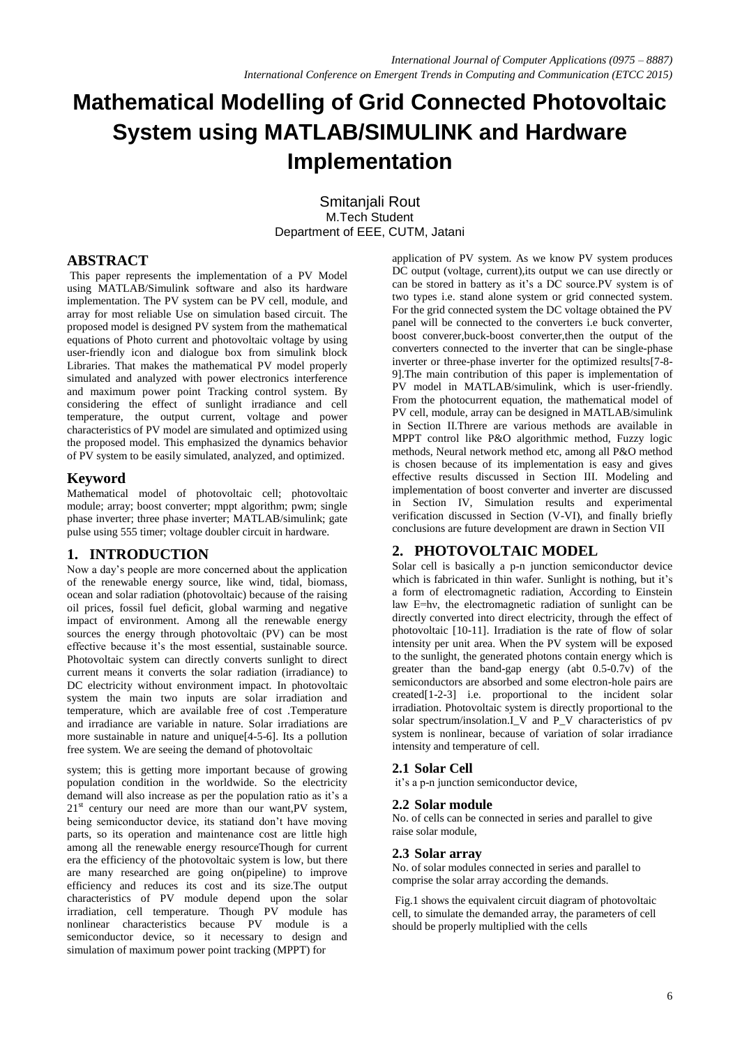# Mathematical Modelling of Grid Connected Photovoltaic System using MATLAB/SIMULINK and Hardware Implementation

Smitanjali Rout
M.Tech Student
Department of EEE, CUTM, Jatani

## ABSTRACT

This paper represents the implementation of a PV Model using MATLAB/Simulink software and also its hardware implementation. The PV system can be PV cell, module, and array for most reliable Use on simulation based circuit. The proposed model is designed PV system from the mathematical equations of Photo current and photovoltaic voltage by using user-friendly icon and dialogue box from simulink block Libraries. That makes the mathematical PV model properly simulated and analyzed with power electronics interference and maximum power point Tracking control system. By considering the effect of sunlight irradiance and cell temperature, the output current, voltage and power characteristics of PV model are simulated and optimized using the proposed model. This emphasized the dynamics behavior of PV system to be easily simulated, analyzed, and optimized.

## Keyword

Mathematical model of photovoltaic cell; photovoltaic module; array; boost converter; mppt algorithm; pwm; single phase inverter; three phase inverter; MATLAB/simulink; gate pulse using 555 timer; voltage doubler circuit in hardware.

## 1. INTRODUCTION

Now a day's people are more concerned about the application of the renewable energy source, like wind, tidal, biomass, ocean and solar radiation (photovoltaic) because of the raising oil prices, fossil fuel deficit, global warming and negative impact of environment. Among all the renewable energy sources the energy through photovoltaic (PV) can be most effective because it's the most essential, sustainable source. Photovoltaic system can directly converts sunlight to direct current means it converts the solar radiation (irradiance) to DC electricity without environment impact. In photovoltaic system the main two inputs are solar irradiation and temperature, which are available free of cost .Temperature and irradiance are variable in nature. Solar irradiations are more sustainable in nature and unique[4-5-6]. Its a pollution free system. We are seeing the demand of photovoltaic system; this is getting more important because of growing population condition in the worldwide. So the electricity demand will also increase as per the population ratio as it's a 21st century our need are more than our want,PV system, being semiconductor device, its statiand don't have moving parts, so its operation and maintenance cost are little high among all the renewable energy resourceThough for current era the efficiency of the photovoltaic system is low, but there are many researched are going on(pipeline) to improve efficiency and reduces its cost and its size.The output characteristics of PV module depend upon the solar irradiation, cell temperature. Though PV module has nonlinear characteristics because PV module is a semiconductor device, so it necessary to design and simulation of maximum power point tracking (MPPT) for application of PV system. As we know PV system produces DC output (voltage, current),its output we can use directly or can be stored in battery as it's a DC source.PV system is of two types i.e. stand alone system or grid connected system. For the grid connected system the DC voltage obtained the PV panel will be connected to the converters i.e buck converter, boost converer,buck-boost converter,then the output of the converters connected to the inverter that can be single-phase inverter or three-phase inverter for the optimized results[7-8-9].The main contribution of this paper is implementation of PV model in MATLAB/simulink, which is user-friendly. From the photocurrent equation, the mathematical model of PV cell, module, array can be designed in MATLAB/simulink in Section II.Threre are various methods are available in MPPT control like P&O algorithmic method, Fuzzy logic methods, Neural network method etc, among all P&O method is chosen because of its implementation is easy and gives effective results discussed in Section III. Modeling and implementation of boost converter and inverter are discussed in Section IV, Simulation results and experimental verification discussed in Section (V-VI), and finally briefly conclusions are future development are drawn in Section VII

## 2. PHOTOVOLTAIC MODEL

Solar cell is basically a p-n junction semiconductor device which is fabricated in thin wafer. Sunlight is nothing, but it's a form of electromagnetic radiation, According to Einstein law E=hv, the electromagnetic radiation of sunlight can be directly converted into direct electricity, through the effect of photovoltaic [10-11]. Irradiation is the rate of flow of solar intensity per unit area. When the PV system will be exposed to the sunlight, the generated photons contain energy which is greater than the band-gap energy (abt 0.5-0.7v) of the semiconductors are absorbed and some electron-hole pairs are created[1-2-3] i.e. proportional to the incident solar irradiation. Photovoltaic system is directly proportional to the solar spectrum/insolation.I_V and P_V characteristics of pv system is nonlinear, because of variation of solar irradiance intensity and temperature of cell.

### 2.1 Solar Cell

it's a p-n junction semiconductor device,

### 2.2 Solar module

No. of cells can be connected in series and parallel to give raise solar module,

### 2.3 Solar array

No. of solar modules connected in series and parallel to comprise the solar array according the demands.

Fig.1 shows the equivalent circuit diagram of photovoltaic cell, to simulate the demanded array, the parameters of cell should be properly multiplied with the cells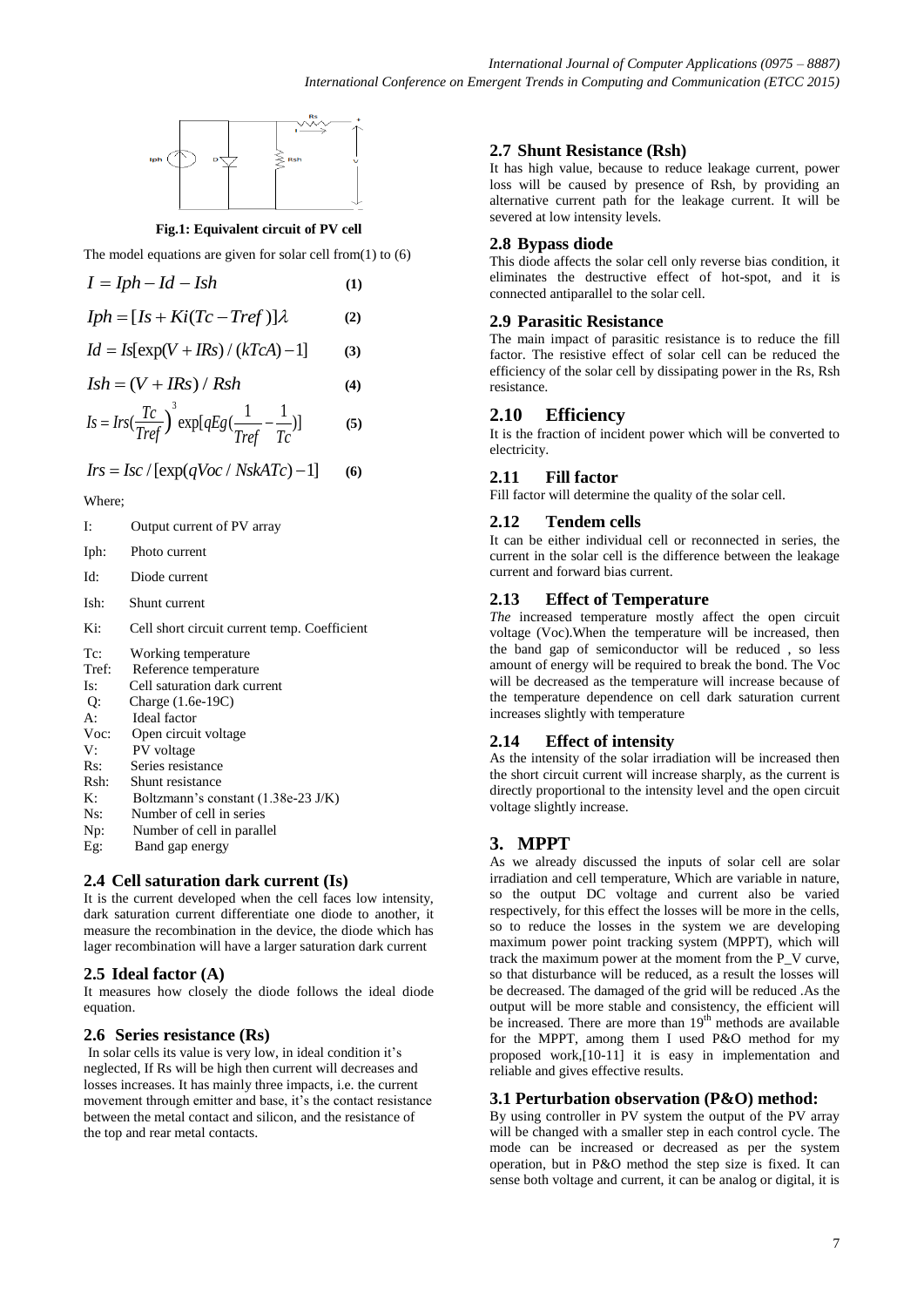**Fig.1: Equivalent circuit of PV cell**

The model equations are given for solar cell from(1) to (6)

$$I = Iph - Id - Ish \quad (1)$$

$$Iph = [Is + Ki(Tc - Tref)]\lambda \quad (2)$$

$$Id = Is[\exp(V + IRs)/(kTcA) - 1] \quad (3)$$

$$Ish = (V + IRs)/Rsh \quad (4)$$

$$Is = Irs\left(\frac{Tc}{Tref}\right)^{3} \exp[qEg(\frac{1}{Tref} - \frac{1}{Tc})] \quad (5)$$

$$Irs = Isc/[\exp(qVoc/NskATc) - 1] \quad (6)$$

Where;

- I: Output current of PV array
- Iph: Photo current
- Id: Diode current
- Ish: Shunt current
- Ki: Cell short circuit current temp. Coefficient
- Tc: Working temperature
- Tref: Reference temperature
- Is: Cell saturation dark current
- Q: Charge (1.6e-19C)
- A: Ideal factor
- Voc: Open circuit voltage
- V: PV voltage
- Rs: Series resistance
- Rsh: Shunt resistance
- K: Boltzmann's constant (1.38e-23 J/K)
- Ns: Number of cell in series
- Np: Number of cell in parallel
- Eg: Band gap energy

## 2.4 Cell saturation dark current (Is)

It is the current developed when the cell faces low intensity, dark saturation current differentiate one diode to another, it measure the recombination in the device, the diode which has lager recombination will have a larger saturation dark current

## 2.5 Ideal factor (A)

It measures how closely the diode follows the ideal diode equation.

## 2.6 Series resistance (Rs)

In solar cells its value is very low, in ideal condition it's neglected, If Rs will be high then current will decreases and losses increases. It has mainly three impacts, i.e. the current movement through emitter and base, it's the contact resistance between the metal contact and silicon, and the resistance of the top and rear metal contacts.

## 2.7 Shunt Resistance (Rsh)

It has high value, because to reduce leakage current, power loss will be caused by presence of Rsh, by providing an alternative current path for the leakage current. It will be severed at low intensity levels.

## 2.8 Bypass diode

This diode affects the solar cell only reverse bias condition, it eliminates the destructive effect of hot-spot, and it is connected antiparallel to the solar cell.

## 2.9 Parasitic Resistance

The main impact of parasitic resistance is to reduce the fill factor. The resistive effect of solar cell can be reduced the efficiency of the solar cell by dissipating power in the Rs, Rsh resistance.

## 2.10 Efficiency

It is the fraction of incident power which will be converted to electricity.

## 2.11 Fill factor

Fill factor will determine the quality of the solar cell.

## 2.12 Tendem cells

It can be either individual cell or reconnected in series, the current in the solar cell is the difference between the leakage current and forward bias current.

## 2.13 Effect of Temperature

*The* increased temperature mostly affect the open circuit voltage (Voc).When the temperature will be increased, then the band gap of semiconductor will be reduced , so less amount of energy will be required to break the bond. The Voc will be decreased as the temperature will increase because of the temperature dependence on cell dark saturation current increases slightly with temperature

## 2.14 Effect of intensity

As the intensity of the solar irradiation will be increased then the short circuit current will increase sharply, as the current is directly proportional to the intensity level and the open circuit voltage slightly increase.

# 3. MPPT

As we already discussed the inputs of solar cell are solar irradiation and cell temperature, Which are variable in nature, so the output DC voltage and current also be varied respectively, for this effect the losses will be more in the cells, so to reduce the losses in the system we are developing maximum power point tracking system (MPPT), which will track the maximum power at the moment from the P_V curve, so that disturbance will be reduced, as a result the losses will be decreased. The damaged of the grid will be reduced .As the output will be more stable and consistency, the efficient will be increased. There are more than 19th methods are available for the MPPT, among them I used P&O method for my proposed work,[10-11] it is easy in implementation and reliable and gives effective results.

## 3.1 Perturbation observation (P&O) method:

By using controller in PV system the output of the PV array will be changed with a smaller step in each control cycle. The mode can be increased or decreased as per the system operation, but in P&O method the step size is fixed. It can sense both voltage and current, it can be analog or digital, it is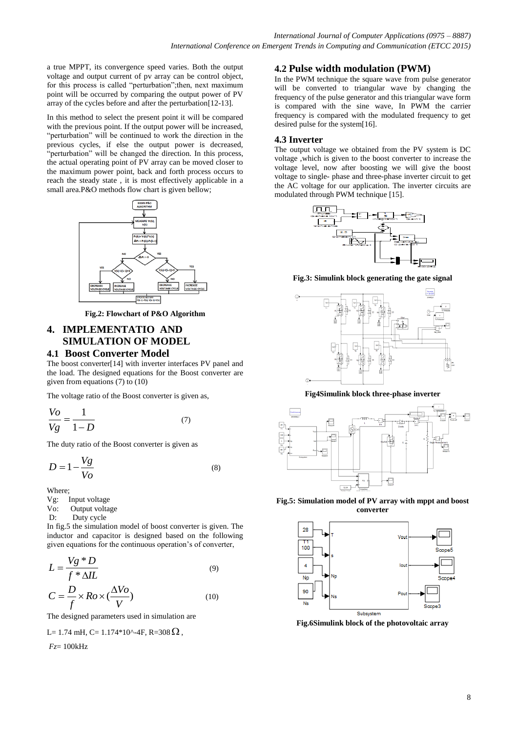a true MPPT, its convergence speed varies. Both the output voltage and output current of pv array can be control object, for this process is called "perturbation";then, next maximum point will be occurred by comparing the output power of PV array of the cycles before and after the perturbation[12-13].

In this method to select the present point it will be compared with the previous point. If the output power will be increased, "perturbation" will be continued to work the direction in the previous cycles, if else the output power is decreased, "perturbation" will be changed the direction. In this process, the actual operating point of PV array can be moved closer to the maximum power point, back and forth process occurs to reach the steady state , it is most effectively applicable in a small area.P&O methods flow chart is given bellow;

**Fig.2: Flowchart of P&O Algorithm**

# 4. IMPLEMENTATIO AND SIMULATION OF MODEL

## 4.1 Boost Converter Model

The boost converter[14] with inverter interfaces PV panel and the load. The designed equations for the Boost converter are given from equations (7) to (10)

The voltage ratio of the Boost converter is given as,

$$\frac{Vo}{Vg} = \frac{1}{1-D} \tag{7}$$

The duty ratio of the Boost converter is given as

$$D = 1 - \frac{Vg}{Vo} \tag{8}$$

Where;

Vg: Input voltage

Vo: Output voltage

D: Duty cycle

In fig.5 the simulation model of boost converter is given. The inductor and capacitor is designed based on the following given equations for the continuous operation's of converter,

$$L = \frac{Vg * D}{f * \Delta IL} \tag{9}$$

$$C = \frac{D}{f} \times Ro \times (\frac{\Delta Vo}{V}) \tag{10}$$

The designed parameters used in simulation are

L= 1.74 mH, C= 1.174*10^-4F, R=308 $\Omega$,

*Fz*= 100kHz

## 4.2 Pulse width modulation (PWM)

In the PWM technique the square wave from pulse generator will be converted to triangular wave by changing the frequency of the pulse generator and this triangular wave form is compared with the sine wave, In PWM the carrier frequency is compared with the modulated frequency to get desired pulse for the system[16].

## 4.3 Inverter

The output voltage we obtained from the PV system is DC voltage ,which is given to the boost converter to increase the voltage level, now after boosting we will give the boost voltage to single- phase and three-phase inverter circuit to get the AC voltage for our application. The inverter circuits are modulated through PWM technique [15].

**Fig.3: Simulink block generating the gate signal**

**Fig4Simulink block three-phase inverter**

**Fig.5: Simulation model of PV array with mppt and boost converter**

**Fig.6Simulink block of the photovoltaic array**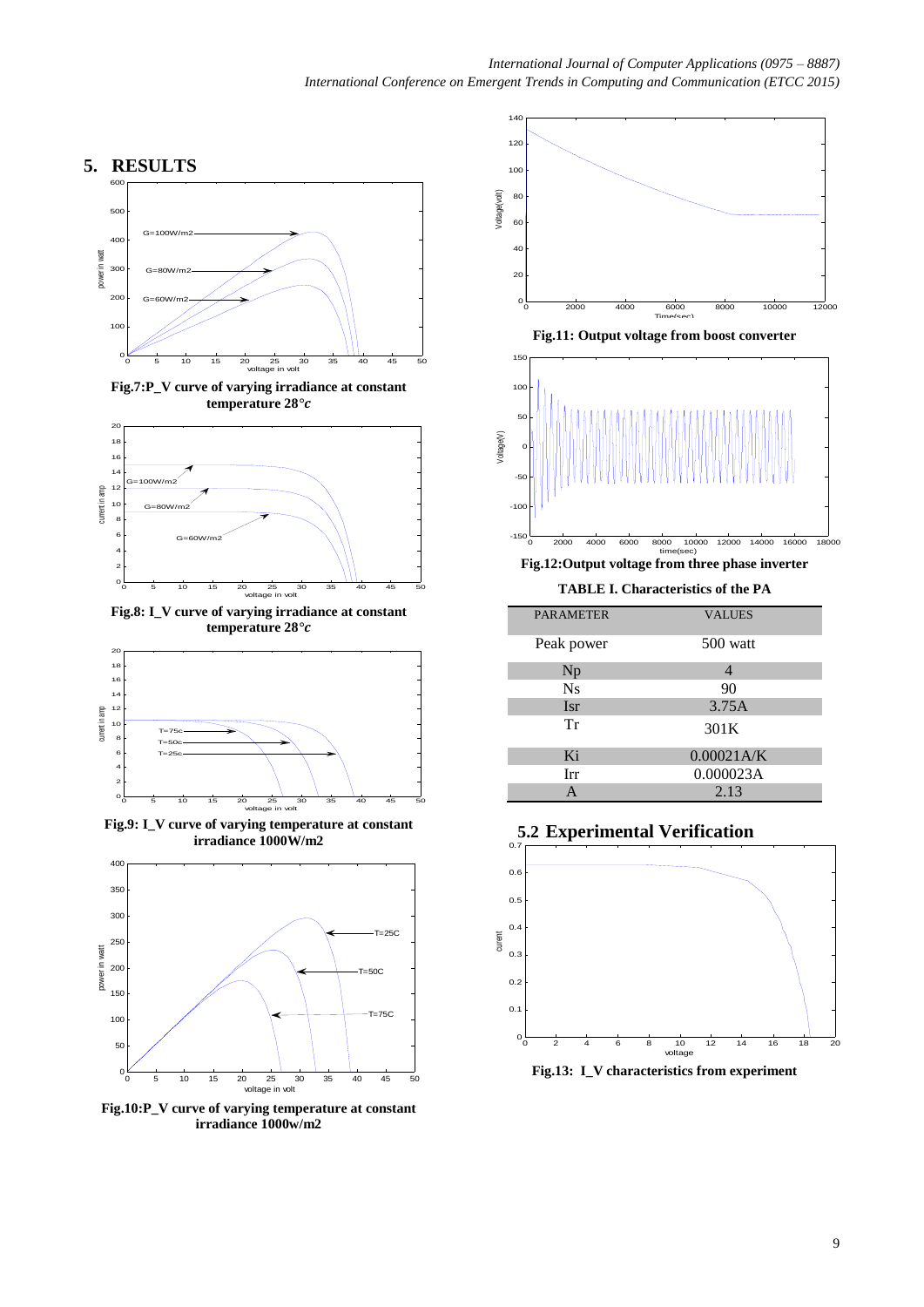## 5. RESULTS

Fig.7:P_V curve of varying irradiance at constant temperature 28°$c$

Fig.8: I_V curve of varying irradiance at constant temperature 28°$c$

Fig.9: I_V curve of varying temperature at constant irradiance 1000W/m2

Fig.10:P_V curve of varying temperature at constant irradiance 1000w/m2

Fig.11: Output voltage from boost converter

Fig.12:Output voltage from three phase inverter

**TABLE I. Characteristics of the PA**

| PARAMETER | VALUES |
|---|---|
| Peak power | 500 watt |
| Np | 4 |
| Ns | 90 |
| Isr | 3.75A |
| Tr | 301K |
| Ki | 0.00021A/K |
| Irr | 0.000023A |
| A | 2.13 |

### 5.2 Experimental Verification

Fig.13: I_V characteristics from experiment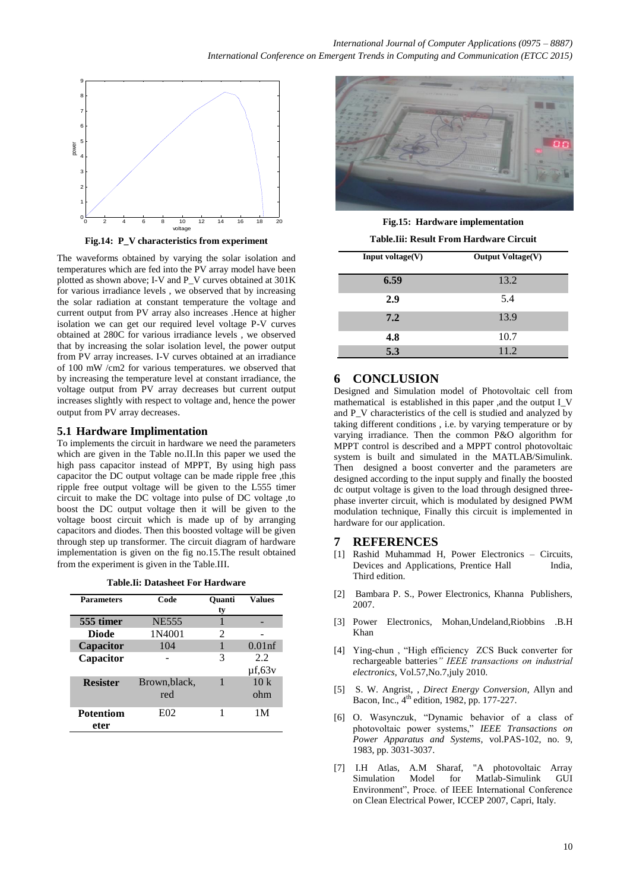Fig.14: P_V characteristics from experiment

The waveforms obtained by varying the solar isolation and temperatures which are fed into the PV array model have been plotted as shown above; I-V and P_V curves obtained at 301K for various irradiance levels , we observed that by increasing the solar radiation at constant temperature the voltage and current output from PV array also increases .Hence at higher isolation we can get our required level voltage P-V curves obtained at 280C for various irradiance levels , we observed that by increasing the solar isolation level, the power output from PV array increases. I-V curves obtained at an irradiance of 100 mW /cm2 for various temperatures. we observed that by increasing the temperature level at constant irradiance, the voltage output from PV array decreases but current output increases slightly with respect to voltage and, hence the power output from PV array decreases.

### 5.1 Hardware Implimentation

To implements the circuit in hardware we need the parameters which are given in the Table no.II.In this paper we used the high pass capacitor instead of MPPT, By using high pass capacitor the DC output voltage can be made ripple free ,this ripple free output voltage will be given to the L555 timer circuit to make the DC voltage into pulse of DC voltage ,to boost the DC output voltage then it will be given to the voltage boost circuit which is made up of by arranging capacitors and diodes. Then this boosted voltage will be given through step up transformer. The circuit diagram of hardware implementation is given on the fig no.15.The result obtained from the experiment is given in the Table.III.

**Table.Ii: Datasheet For Hardware**

| Parameters | Code | Quantity | Values |
|---|---|---|---|
| **555 timer** | NE555 | 1 | - |
| **Diode** | 1N4001 | 2 | - |
| **Capacitor** | 104 | 1 | 0.01nf |
| **Capacitor** | - | 3 | 2.2 µf,63v |
| **Resister** | Brown,black, red | 1 | 10 k ohm |
| **Potentiometer** | E02 | 1 | 1M |

Fig.15: Hardware implementation

**Table.Iii: Result From Hardware Circuit**

| Input voltage(V) | Output Voltage(V) |
|---|---|
| **6.59** | 13.2 |
| **2.9** | 5.4 |
| **7.2** | 13.9 |
| **4.8** | 10.7 |
| **5.3** | 11.2 |

## 6 CONCLUSION

Designed and Simulation model of Photovoltaic cell from mathematical is established in this paper ,and the output I_V and P_V characteristics of the cell is studied and analyzed by taking different conditions , i.e. by varying temperature or by varying irradiance. Then the common P&O algorithm for MPPT control is described and a MPPT control photovoltaic system is built and simulated in the MATLAB/Simulink. Then designed a boost converter and the parameters are designed according to the input supply and finally the boosted dc output voltage is given to the load through designed three-phase inverter circuit, which is modulated by designed PWM modulation technique, Finally this circuit is implemented in hardware for our application.

## 7 REFERENCES

[1] Rashid Muhammad H, Power Electronics – Circuits, Devices and Applications, Prentice Hall India, Third edition.

[2] Bambara P. S., Power Electronics, Khanna Publishers, 2007.

[3] Power Electronics, Mohan,Undeland,Riobbins .B.H Khan

[4] Ying-chun , "High efficiency ZCS Buck converter for rechargeable batteries*" IEEE transactions on industrial electronics*, Vol.57,No.7,july 2010.

[5] S. W. Angrist, , *Direct Energy Conversion*, Allyn and Bacon, Inc., 4th edition, 1982, pp. 177-227.

[6] O. Wasynczuk, "Dynamic behavior of a class of photovoltaic power systems," *IEEE Transactions on Power Apparatus and Systems*, vol.PAS-102, no. 9, 1983, pp. 3031-3037.

[7] I.H Atlas, A.M Sharaf, "A photovoltaic Array Simulation Model for Matlab-Simulink GUI Environment", Proce. of IEEE International Conference on Clean Electrical Power, ICCEP 2007, Capri, Italy.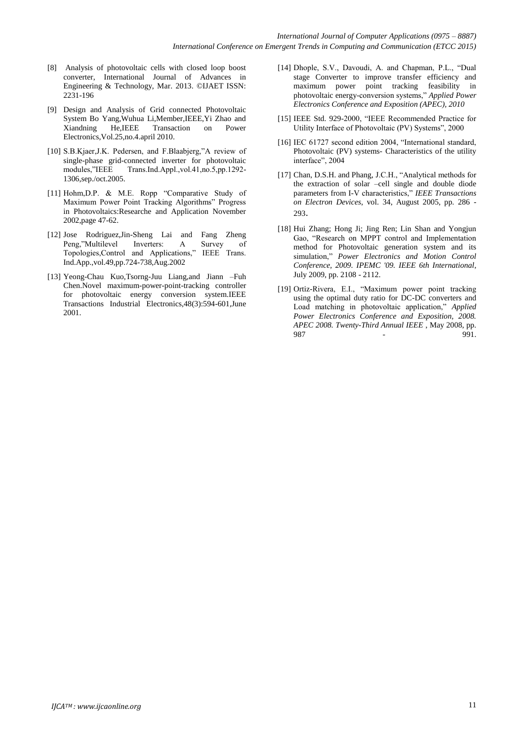[8] Analysis of photovoltaic cells with closed loop boost converter, International Journal of Advances in Engineering & Technology, Mar. 2013. ©IJAET ISSN: 2231-196

[9] Design and Analysis of Grid connected Photovoltaic System Bo Yang,Wuhua Li,Member,IEEE,Yi Zhao and Xiandning He,IEEE Transaction on Power Electronics,Vol.25,no.4.april 2010.

[10] S.B.Kjaer,J.K. Pedersen, and F.Blaabjerg,"A review of single-phase grid-connected inverter for photovoltaic modules,"IEEE Trans.Ind.Appl.,vol.41,no.5,pp.1292-1306,sep./oct.2005.

[11] Hohm,D.P. & M.E. Ropp "Comparative Study of Maximum Power Point Tracking Algorithms" Progress in Photovoltaics:Researche and Application November 2002,page 47-62.

[12] Jose Rodriguez,Jin-Sheng Lai and Fang Zheng Peng,"Multilevel Inverters: A Survey of Topologies,Control and Applications," IEEE Trans. Ind.App.,vol.49,pp.724-738,Aug.2002

[13] Yeong-Chau Kuo,Tsorng-Juu Liang,and Jiann –Fuh Chen.Novel maximum-power-point-tracking controller for photovoltaic energy conversion system.IEEE Transactions Industrial Electronics,48(3):594-601,June 2001.

[14] Dhople, S.V., Davoudi, A. and Chapman, P.L., "Dual stage Converter to improve transfer efficiency and maximum power point tracking feasibility in photovoltaic energy-conversion systems," *Applied Power Electronics Conference and Exposition (APEC), 2010*

[15] IEEE Std. 929-2000, "IEEE Recommended Practice for Utility Interface of Photovoltaic (PV) Systems", 2000

[16] IEC 61727 second edition 2004, "International standard, Photovoltaic (PV) systems- Characteristics of the utility interface", 2004

[17] Chan, D.S.H. and Phang, J.C.H., "Analytical methods for the extraction of solar –cell single and double diode parameters from I-V characteristics," *IEEE Transactions on Electron Devices*, vol. 34, August 2005, pp. 286 - 293.

[18] Hui Zhang; Hong Ji; Jing Ren; Lin Shan and Yongjun Gao, "Research on MPPT control and Implementation method for Photovoltaic generation system and its simulation," *Power Electronics and Motion Control Conference, 2009. IPEMC '09. IEEE 6th International*, July 2009, pp. 2108 - 2112.

[19] Ortiz-Rivera, E.I., "Maximum power point tracking using the optimal duty ratio for DC-DC converters and Load matching in photovoltaic application," *Applied Power Electronics Conference and Exposition, 2008. APEC 2008. Twenty-Third Annual IEEE* , May 2008, pp. 987 - 991.